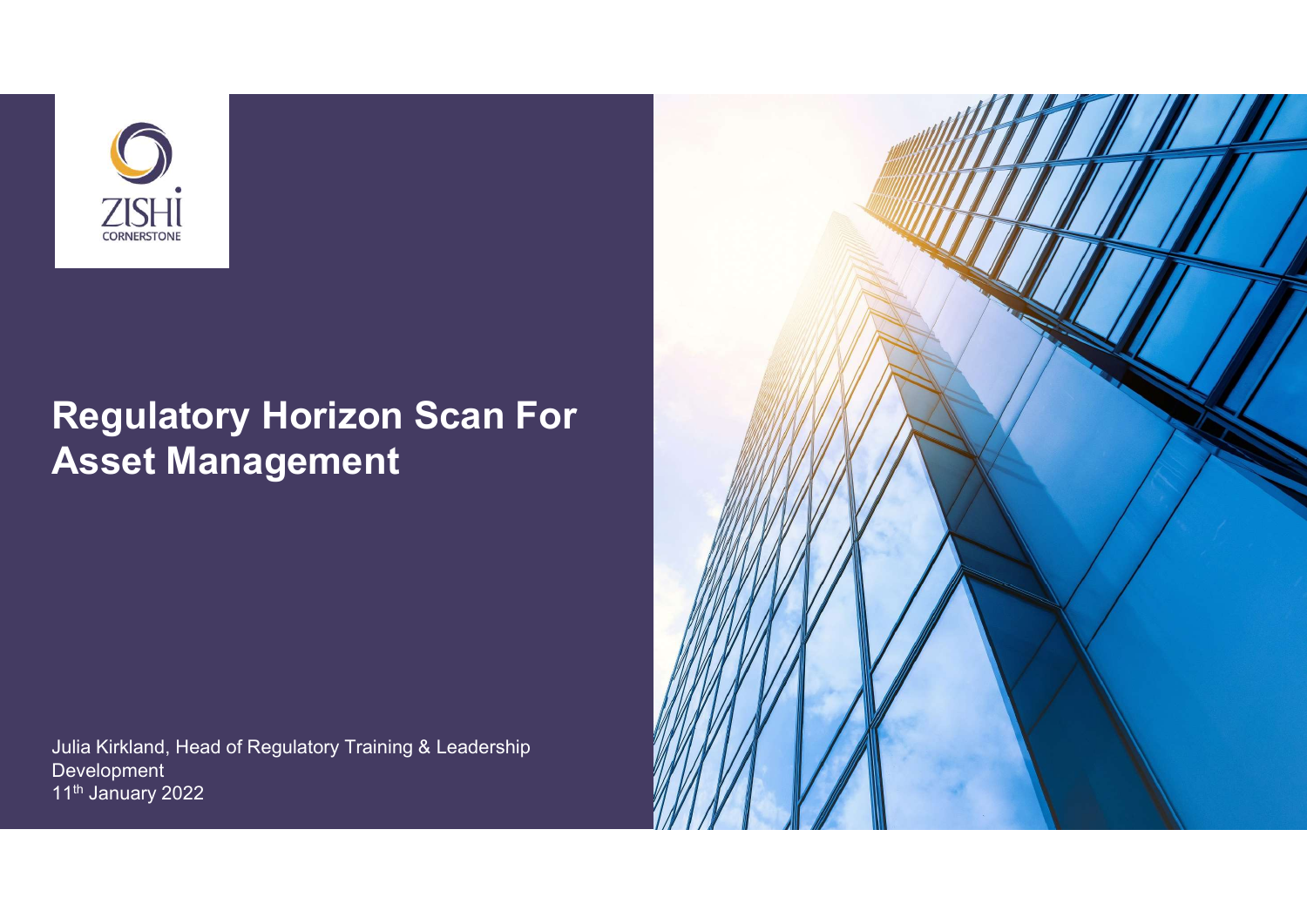ZISHI CORNERSTONE

# Regulatory Horizon Scan For Asset Management

Julia Kirkland, Head of Regulatory Training & Leadership Development
11th January 2022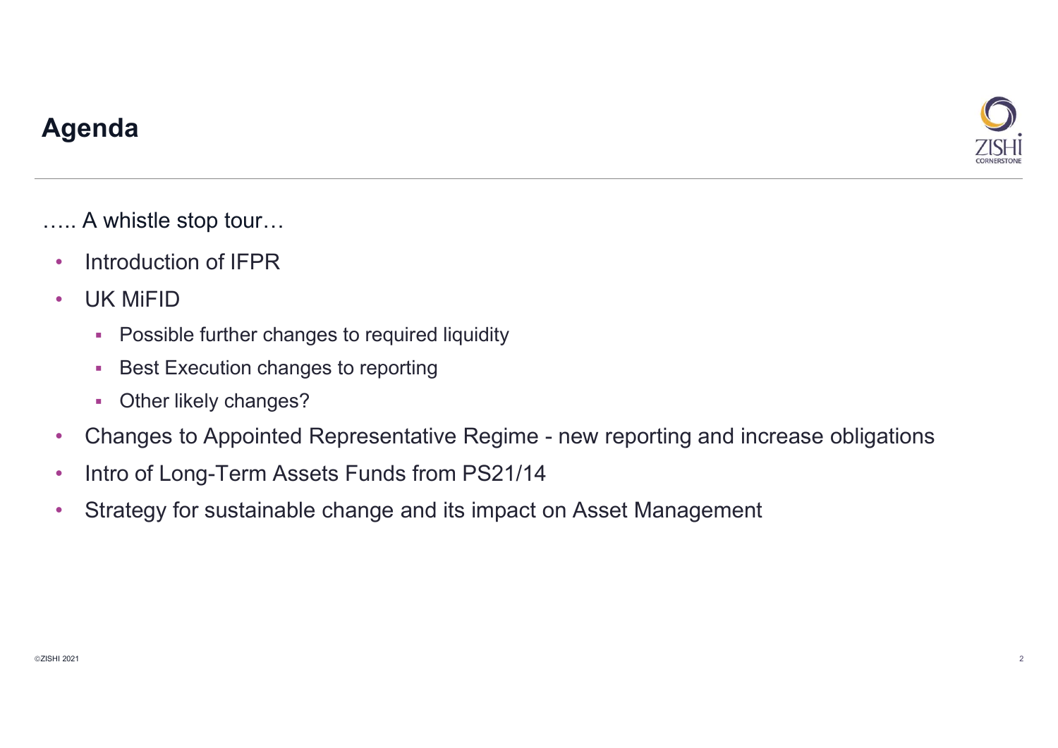## Agenda

….. A whistle stop tour…

- Introduction of IFPR
- UK MiFID
  - Possible further changes to required liquidity
  - Best Execution changes to reporting
  - Other likely changes?
- Changes to Appointed Representative Regime - new reporting and increase obligations
- Intro of Long-Term Assets Funds from PS21/14
- Strategy for sustainable change and its impact on Asset Management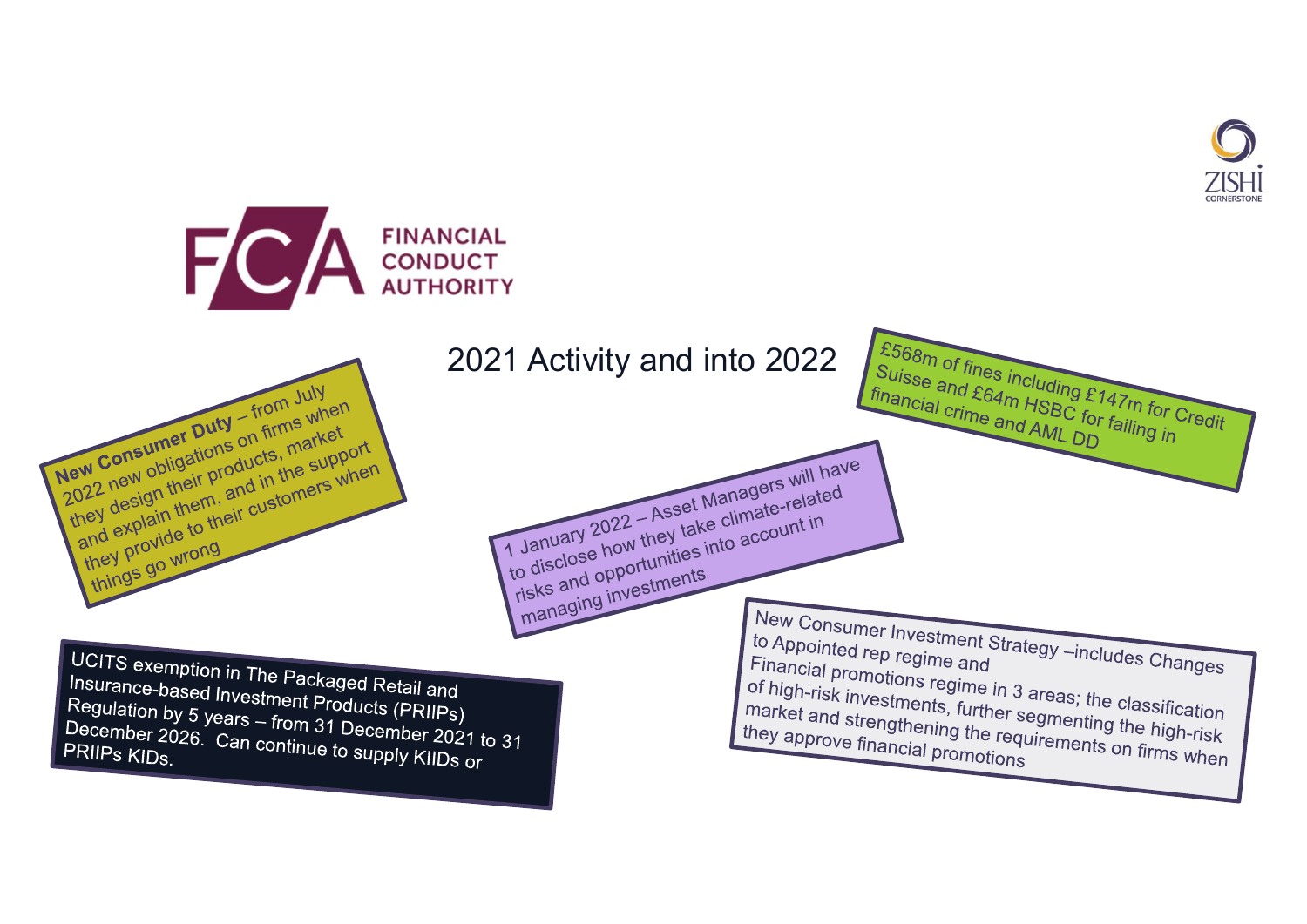FINANCIAL CONDUCT AUTHORITY

# 2021 Activity and into 2022

**New Consumer Duty** – from July 2022 new obligations on firms when they design their products, market and explain them, and in the support they provide to their customers when things go wrong

£568m of fines including £147m for Credit Suisse and £64m HSBC for failing in financial crime and AML DD

1 January 2022 – Asset Managers will have to disclose how they take climate-related risks and opportunities into account in managing investments

UCITS exemption in The Packaged Retail and Insurance-based Investment Products (PRIIPs) Regulation by 5 years – from 31 December 2021 to 31 December 2026. Can continue to supply KIIDs or PRIIPs KIDs.

New Consumer Investment Strategy –includes Changes to Appointed rep regime and Financial promotions regime in 3 areas; the classification of high-risk investments, further segmenting the high-risk market and strengthening the requirements on firms when they approve financial promotions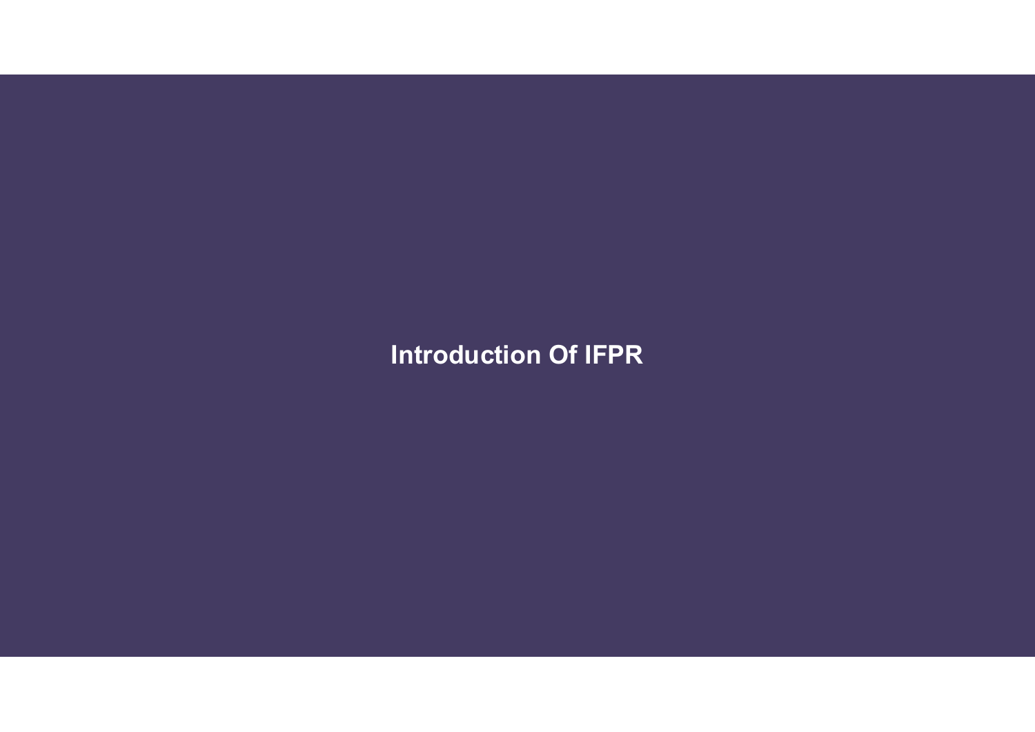# Introduction Of IFPR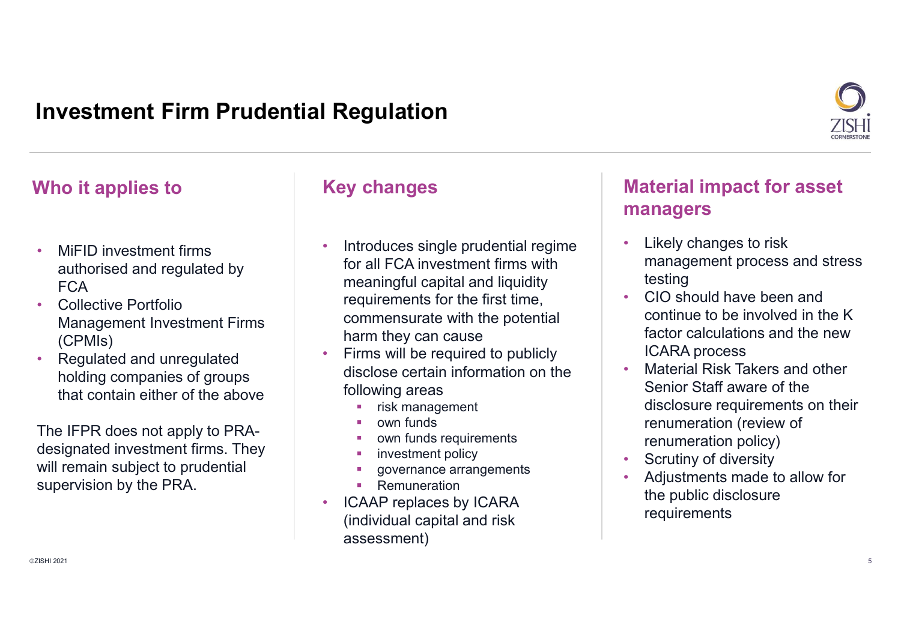# Investment Firm Prudential Regulation

## Who it applies to

- MiFID investment firms authorised and regulated by FCA
- Collective Portfolio Management Investment Firms (CPMIs)
- Regulated and unregulated holding companies of groups that contain either of the above

The IFPR does not apply to PRA-designated investment firms. They will remain subject to prudential supervision by the PRA.

## Key changes

- Introduces single prudential regime for all FCA investment firms with meaningful capital and liquidity requirements for the first time, commensurate with the potential harm they can cause
- Firms will be required to publicly disclose certain information on the following areas
  - risk management
  - own funds
  - own funds requirements
  - investment policy
  - governance arrangements
  - Remuneration
- ICAAP replaces by ICARA (individual capital and risk assessment)

## Material impact for asset managers

- Likely changes to risk management process and stress testing
- CIO should have been and continue to be involved in the K factor calculations and the new ICARA process
- Material Risk Takers and other Senior Staff aware of the disclosure requirements on their renumeration (review of renumeration policy)
- Scrutiny of diversity
- Adjustments made to allow for the public disclosure requirements

©ZISHI 2021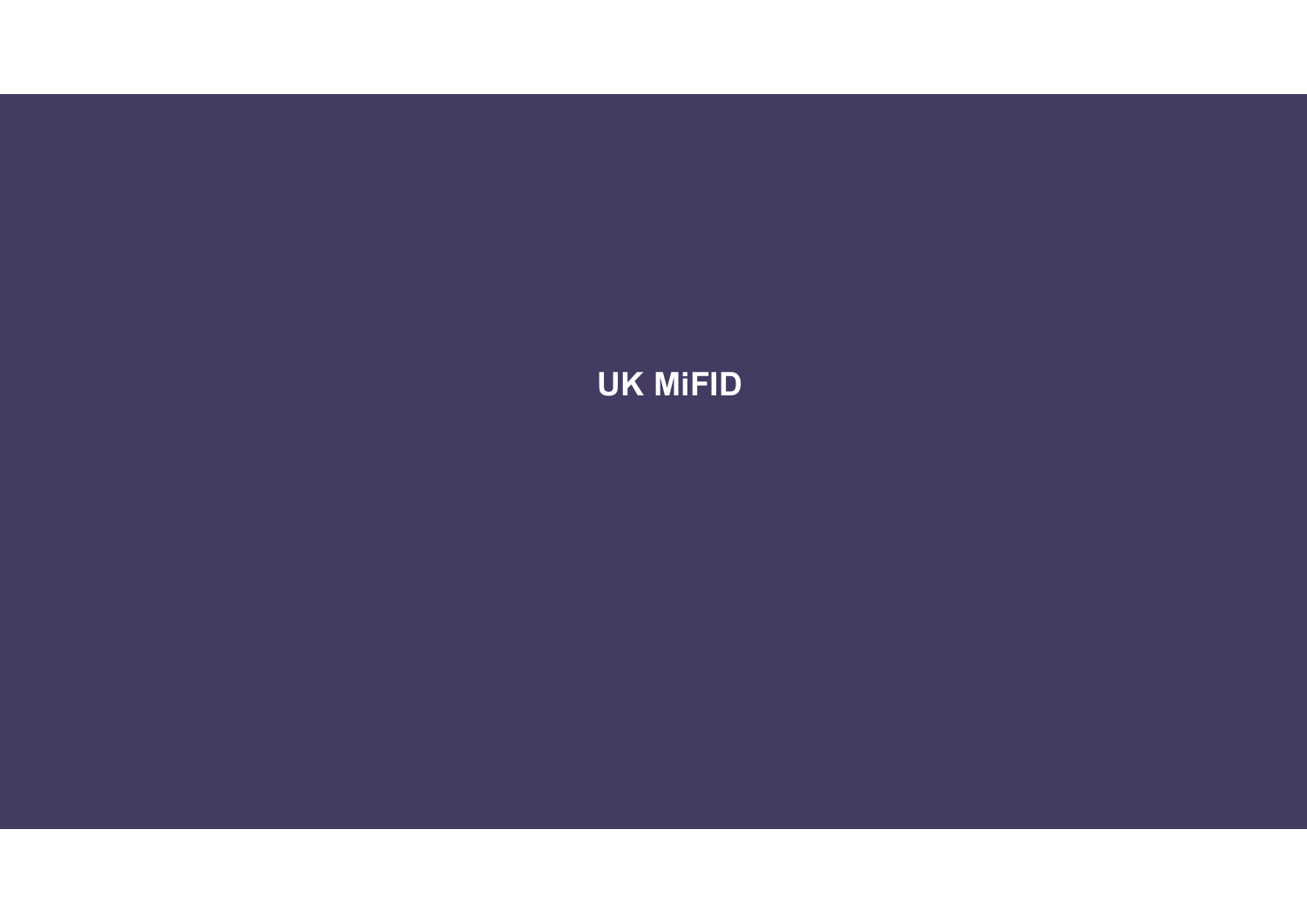# UK MiFID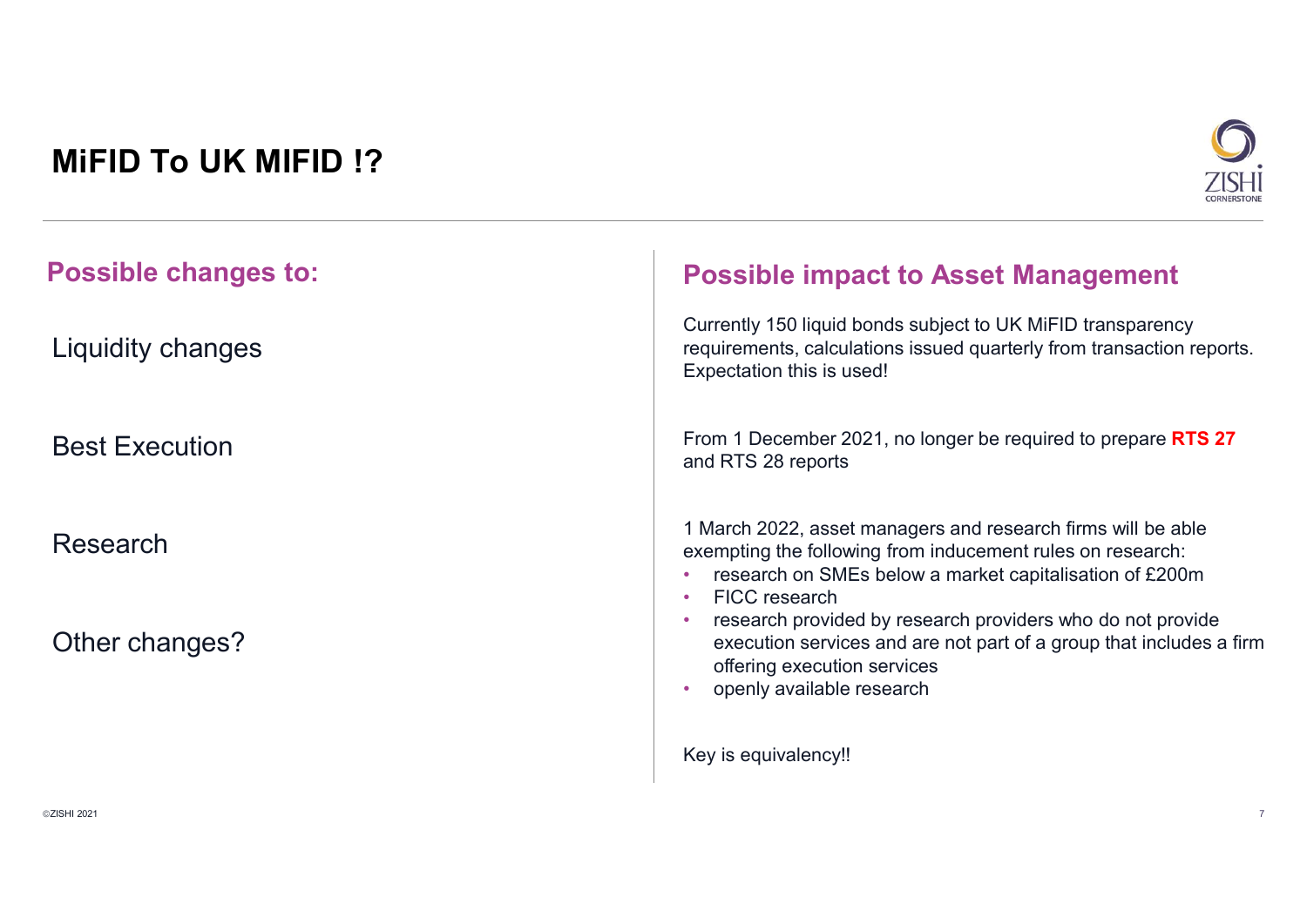# MiFID To UK MIFID !?

## Possible changes to:

Liquidity changes

Best Execution

Research

Other changes?

## Possible impact to Asset Management

Currently 150 liquid bonds subject to UK MiFID transparency requirements, calculations issued quarterly from transaction reports. Expectation this is used!

From 1 December 2021, no longer be required to prepare **RTS 27** and RTS 28 reports

1 March 2022, asset managers and research firms will be able exempting the following from inducement rules on research:

- research on SMEs below a market capitalisation of £200m
- FICC research
- research provided by research providers who do not provide execution services and are not part of a group that includes a firm offering execution services
- openly available research

Key is equivalency!!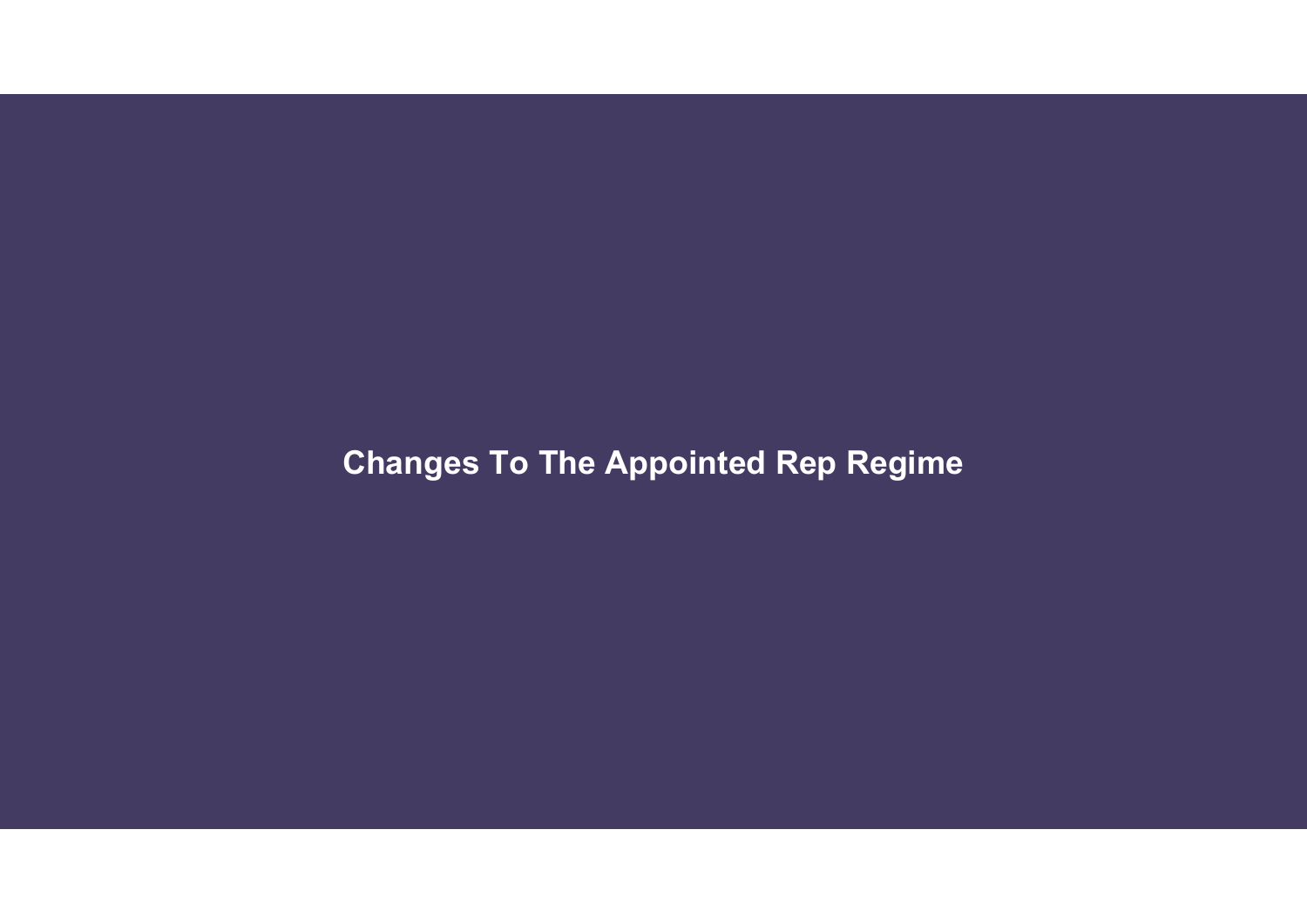# Changes To The Appointed Rep Regime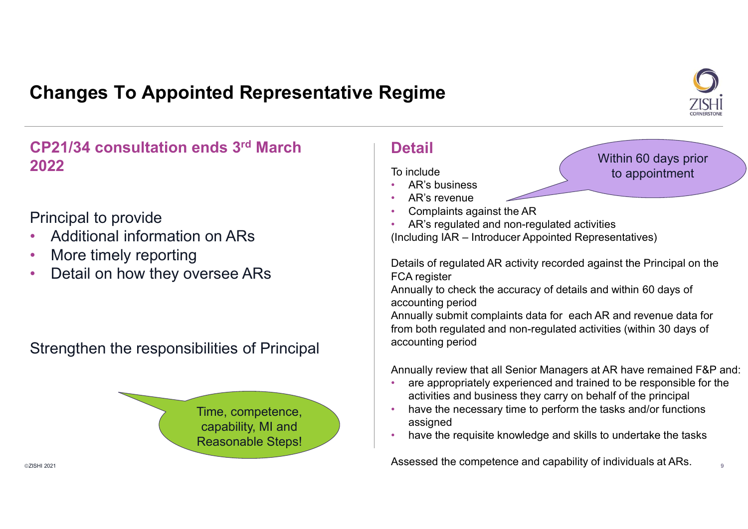# Changes To Appointed Representative Regime

## CP21/34 consultation ends 3rd March 2022

Principal to provide

- Additional information on ARs
- More timely reporting
- Detail on how they oversee ARs

Strengthen the responsibilities of Principal

Time, competence, capability, MI and Reasonable Steps!

## Detail

Within 60 days prior to appointment

To include

- AR's business
- AR's revenue
- Complaints against the AR
- AR's regulated and non-regulated activities

(Including IAR – Introducer Appointed Representatives)

Details of regulated AR activity recorded against the Principal on the FCA register

Annually to check the accuracy of details and within 60 days of accounting period

Annually submit complaints data for each AR and revenue data for from both regulated and non-regulated activities (within 30 days of accounting period

Annually review that all Senior Managers at AR have remained F&P and:

- are appropriately experienced and trained to be responsible for the activities and business they carry on behalf of the principal
- have the necessary time to perform the tasks and/or functions assigned
- have the requisite knowledge and skills to undertake the tasks

Assessed the competence and capability of individuals at ARs.

©ZISHI 2021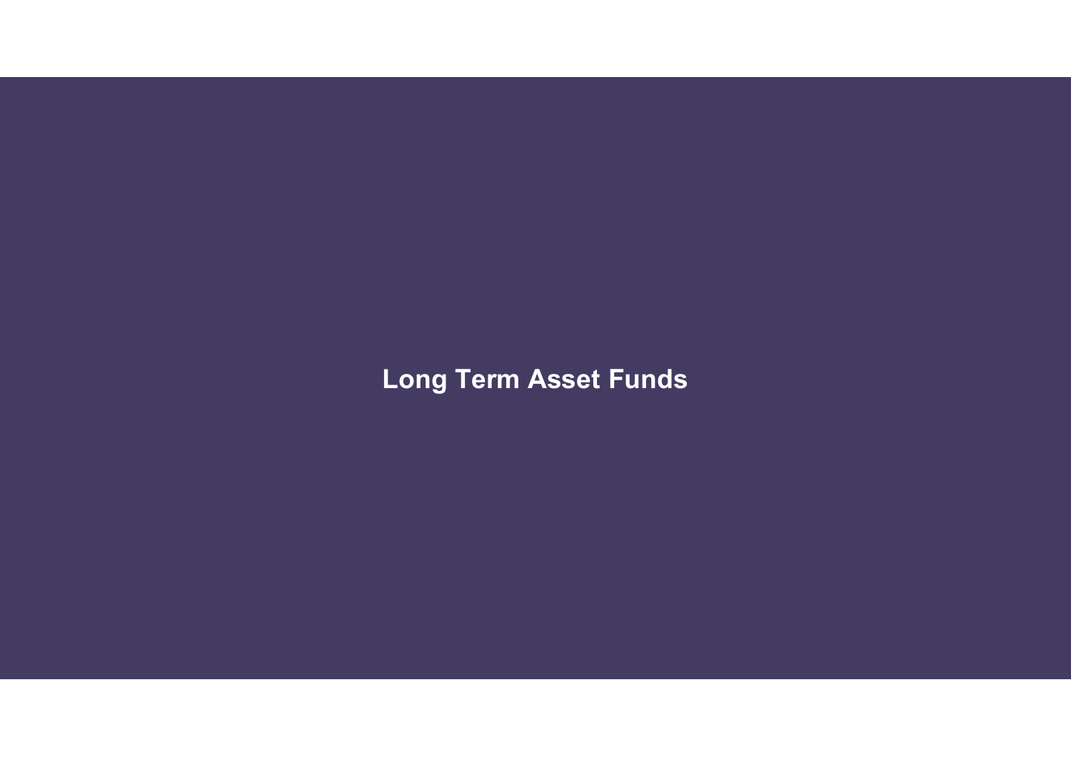# Long Term Asset Funds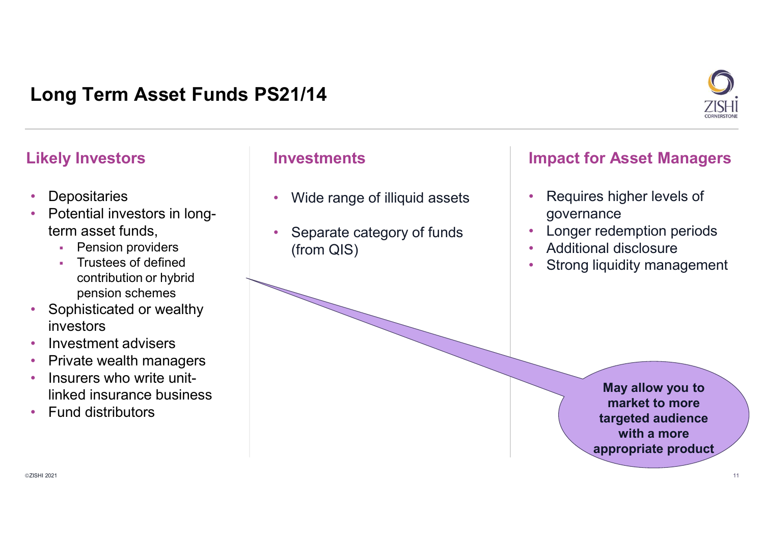# Long Term Asset Funds PS21/14

## Likely Investors

- Depositaries
- Potential investors in long-term asset funds,
  - Pension providers
  - Trustees of defined contribution or hybrid pension schemes
- Sophisticated or wealthy investors
- Investment advisers
- Private wealth managers
- Insurers who write unit-linked insurance business
- Fund distributors

## Investments

- Wide range of illiquid assets
- Separate category of funds (from QIS)

## Impact for Asset Managers

- Requires higher levels of governance
- Longer redemption periods
- Additional disclosure
- Strong liquidity management

**May allow you to market to more targeted audience with a more appropriate product**

©ZISHI 2021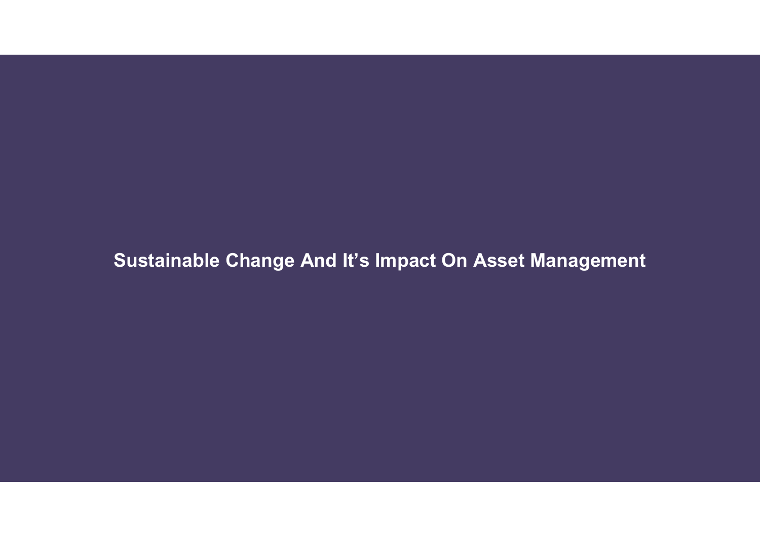# Sustainable Change And It’s Impact On Asset Management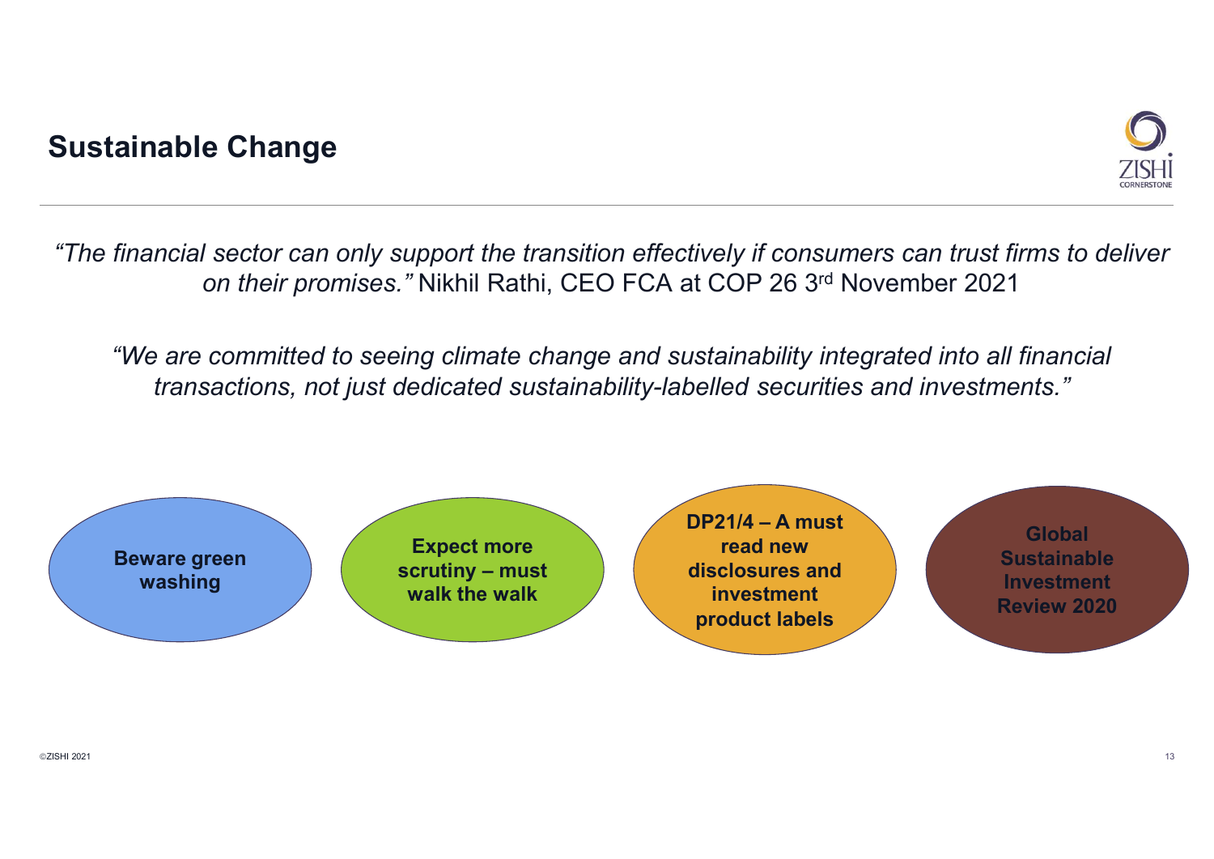## Sustainable Change

*"The financial sector can only support the transition effectively if consumers can trust firms to deliver on their promises."* Nikhil Rathi, CEO FCA at COP 26 3rd November 2021

*"We are committed to seeing climate change and sustainability integrated into all financial transactions, not just dedicated sustainability-labelled securities and investments."*

- **Beware green washing**
- **Expect more scrutiny – must walk the walk**
- **DP21/4 – A must read new disclosures and investment product labels**
- **Global Sustainable Investment Review 2020**

©ZISHI 2021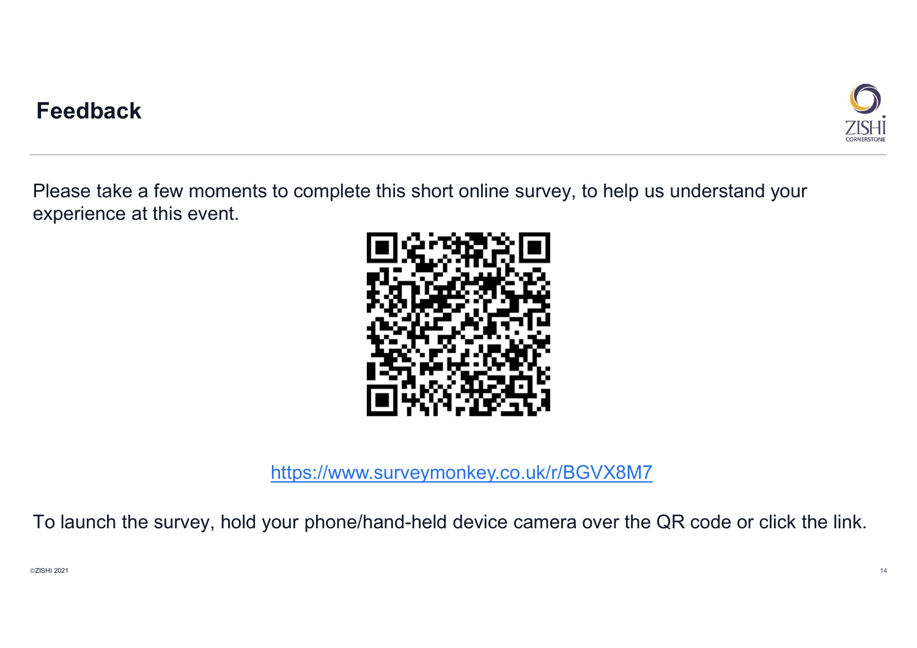# Feedback

Please take a few moments to complete this short online survey, to help us understand your experience at this event.

https://www.surveymonkey.co.uk/r/BGVX8M7

To launch the survey, hold your phone/hand-held device camera over the QR code or click the link.

©ZISHI 2021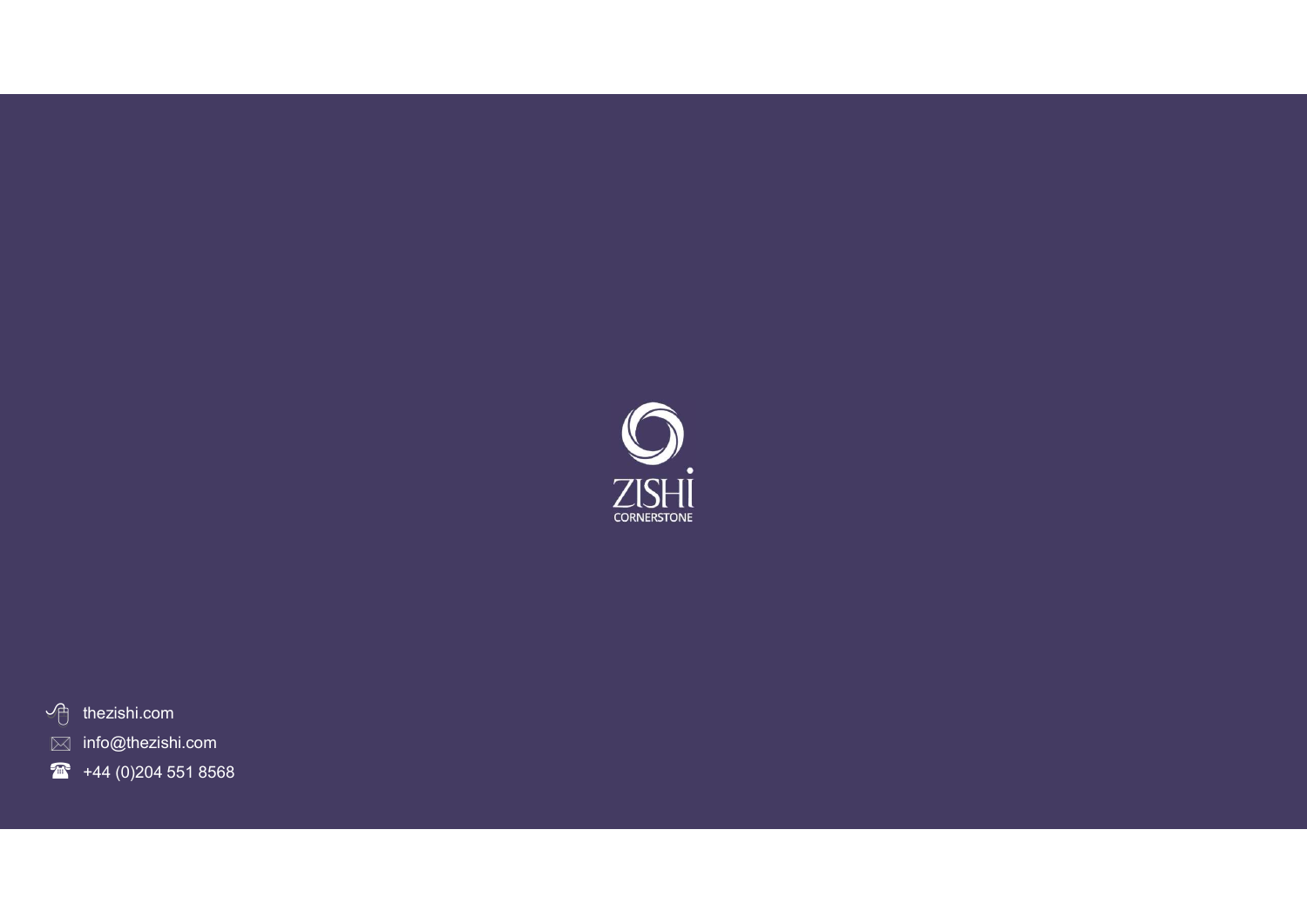ZISHI

CORNERSTONE

thezishi.com

info@thezishi.com

+44 (0)204 551 8568